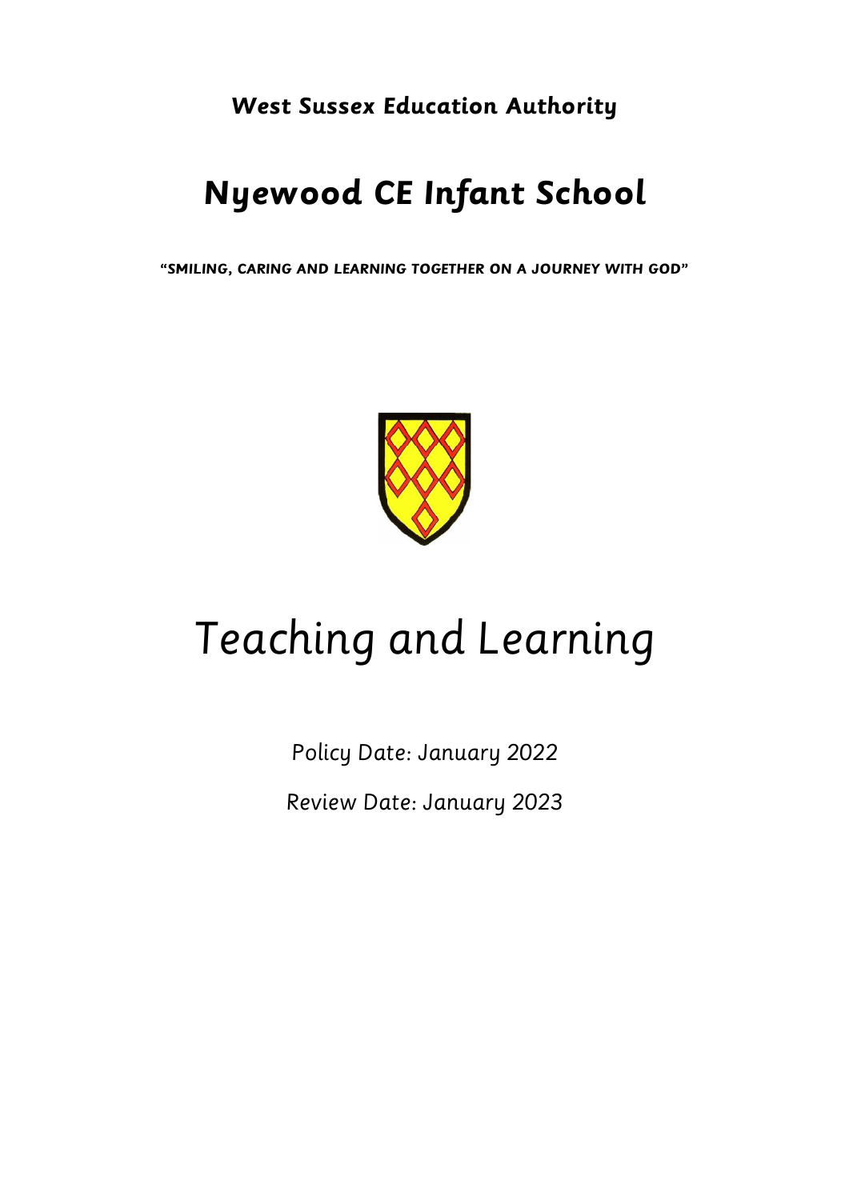**West Sussex Education Authority**

# Nyewood CE Infant School

**"SMILING, CARING AND LEARNING TOGETHER ON A JOURNEY WITH GOD"**

# Teaching and Learning

Policy Date: January 2022

Review Date: January 2023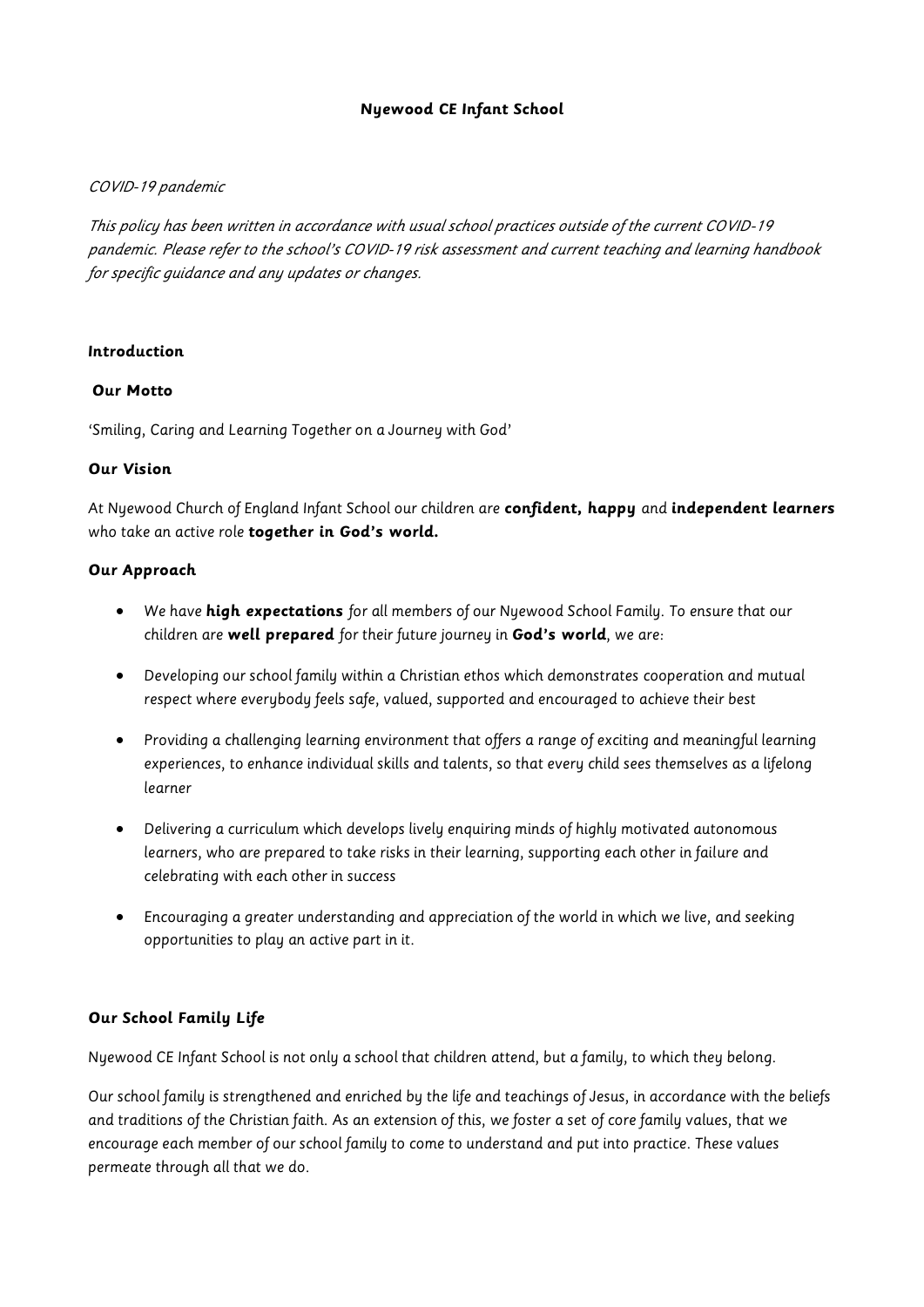**Nyewood CE Infant School**

*COVID-19 pandemic*

*This policy has been written in accordance with usual school practices outside of the current COVID-19 pandemic. Please refer to the school's COVID-19 risk assessment and current teaching and learning handbook for specific guidance and any updates or changes.*

**Introduction**

**Our Motto**

'Smiling, Caring and Learning Together on a Journey with God'

**Our Vision**

At Nyewood Church of England Infant School our children are **confident, happy** and **independent learners** who take an active role **together in God's world.**

**Our Approach**

- We have ***high expectations*** for all members of our Nyewood School Family. To ensure that our children are **well prepared** for their future journey in **God's world**, we are:
- Developing our school family within a Christian ethos which demonstrates cooperation and mutual respect where everybody feels safe, valued, supported and encouraged to achieve their best
- Providing a challenging learning environment that offers a range of exciting and meaningful learning experiences, to enhance individual skills and talents, so that every child sees themselves as a lifelong learner
- Delivering a curriculum which develops lively enquiring minds of highly motivated autonomous learners, who are prepared to take risks in their learning, supporting each other in failure and celebrating with each other in success
- Encouraging a greater understanding and appreciation of the world in which we live, and seeking opportunities to play an active part in it.

**Our School Family Life**

Nyewood CE Infant School is not only a school that children attend, but a family, to which they belong.

Our school family is strengthened and enriched by the life and teachings of Jesus, in accordance with the beliefs and traditions of the Christian faith. As an extension of this, we foster a set of core family values, that we encourage each member of our school family to come to understand and put into practice. These values permeate through all that we do.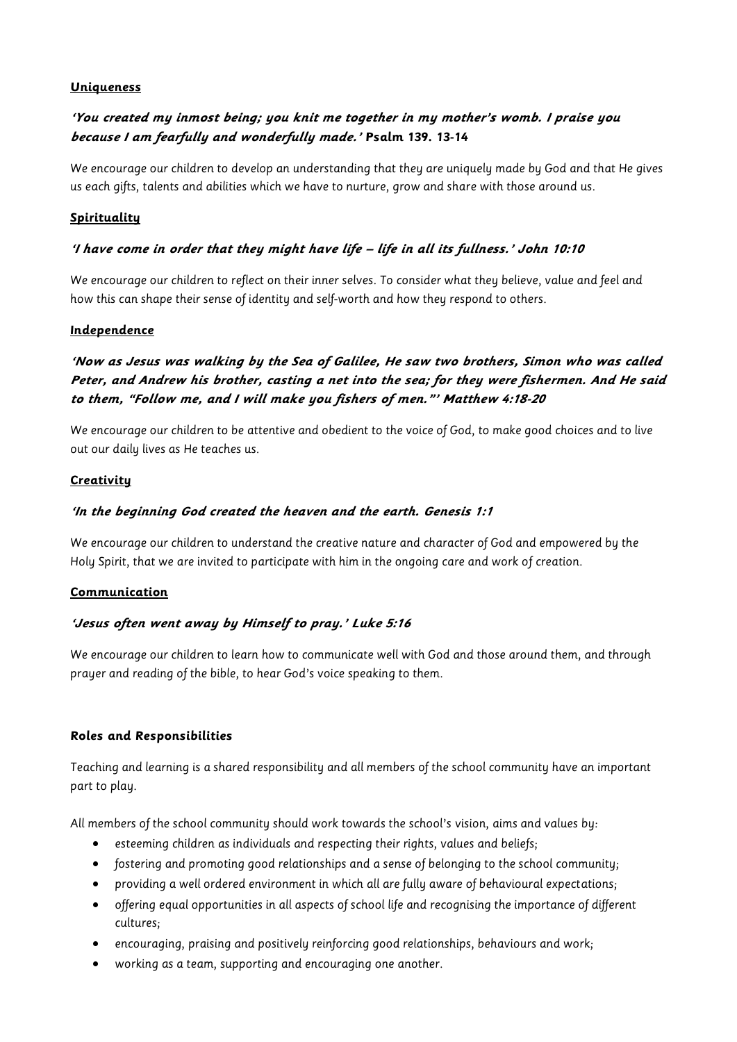**Uniqueness**

***'You created my inmost being; you knit me together in my mother's womb. I praise you because I am fearfully and wonderfully made.'* Psalm 139. 13-14**

*We encourage our children to develop an understanding that they are uniquely made by God and that He gives us each gifts, talents and abilities which we have to nurture, grow and share with those around us.*

**Spirituality**

***'I have come in order that they might have life – life in all its fullness.' John 10:10***

*We encourage our children to reflect on their inner selves. To consider what they believe, value and feel and how this can shape their sense of identity and self-worth and how they respond to others.*

**Independence**

***'Now as Jesus was walking by the Sea of Galilee, He saw two brothers, Simon who was called Peter, and Andrew his brother, casting a net into the sea; for they were fishermen. And He said to them, "Follow me, and I will make you fishers of men."' Matthew 4:18-20***

*We encourage our children to be attentive and obedient to the voice of God, to make good choices and to live out our daily lives as He teaches us.*

**Creativity**

***'In the beginning God created the heaven and the earth. Genesis 1:1***

*We encourage our children to understand the creative nature and character of God and empowered by the Holy Spirit, that we are invited to participate with him in the ongoing care and work of creation.*

**Communication**

***'Jesus often went away by Himself to pray.' Luke 5:16***

*We encourage our children to learn how to communicate well with God and those around them, and through prayer and reading of the bible, to hear God's voice speaking to them.*

**Roles and Responsibilities**

*Teaching and learning is a shared responsibility and all members of the school community have an important part to play.*

*All members of the school community should work towards the school's vision, aims and values by:*

- *esteeming children as individuals and respecting their rights, values and beliefs;*
- *fostering and promoting good relationships and a sense of belonging to the school community;*
- *providing a well ordered environment in which all are fully aware of behavioural expectations;*
- *offering equal opportunities in all aspects of school life and recognising the importance of different cultures;*
- *encouraging, praising and positively reinforcing good relationships, behaviours and work;*
- *working as a team, supporting and encouraging one another.*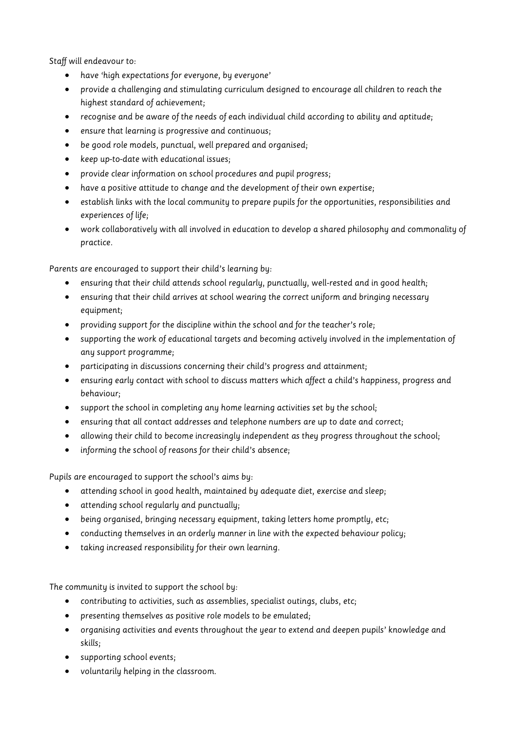Staff will endeavour to:

- have 'high expectations for everyone, by everyone'
- provide a challenging and stimulating curriculum designed to encourage all children to reach the highest standard of achievement;
- recognise and be aware of the needs of each individual child according to ability and aptitude;
- ensure that learning is progressive and continuous;
- be good role models, punctual, well prepared and organised;
- keep up-to-date with educational issues;
- provide clear information on school procedures and pupil progress;
- have a positive attitude to change and the development of their own expertise;
- establish links with the local community to prepare pupils for the opportunities, responsibilities and experiences of life;
- work collaboratively with all involved in education to develop a shared philosophy and commonality of practice.

Parents are encouraged to support their child's learning by:

- ensuring that their child attends school regularly, punctually, well-rested and in good health;
- ensuring that their child arrives at school wearing the correct uniform and bringing necessary equipment;
- providing support for the discipline within the school and for the teacher's role;
- supporting the work of educational targets and becoming actively involved in the implementation of any support programme;
- participating in discussions concerning their child's progress and attainment;
- ensuring early contact with school to discuss matters which affect a child's happiness, progress and behaviour;
- support the school in completing any home learning activities set by the school;
- ensuring that all contact addresses and telephone numbers are up to date and correct;
- allowing their child to become increasingly independent as they progress throughout the school;
- informing the school of reasons for their child's absence;

Pupils are encouraged to support the school's aims by:

- attending school in good health, maintained by adequate diet, exercise and sleep;
- attending school regularly and punctually;
- being organised, bringing necessary equipment, taking letters home promptly, etc;
- conducting themselves in an orderly manner in line with the expected behaviour policy;
- taking increased responsibility for their own learning.

The community is invited to support the school by:

- contributing to activities, such as assemblies, specialist outings, clubs, etc;
- presenting themselves as positive role models to be emulated;
- organising activities and events throughout the year to extend and deepen pupils' knowledge and skills;
- supporting school events;
- voluntarily helping in the classroom.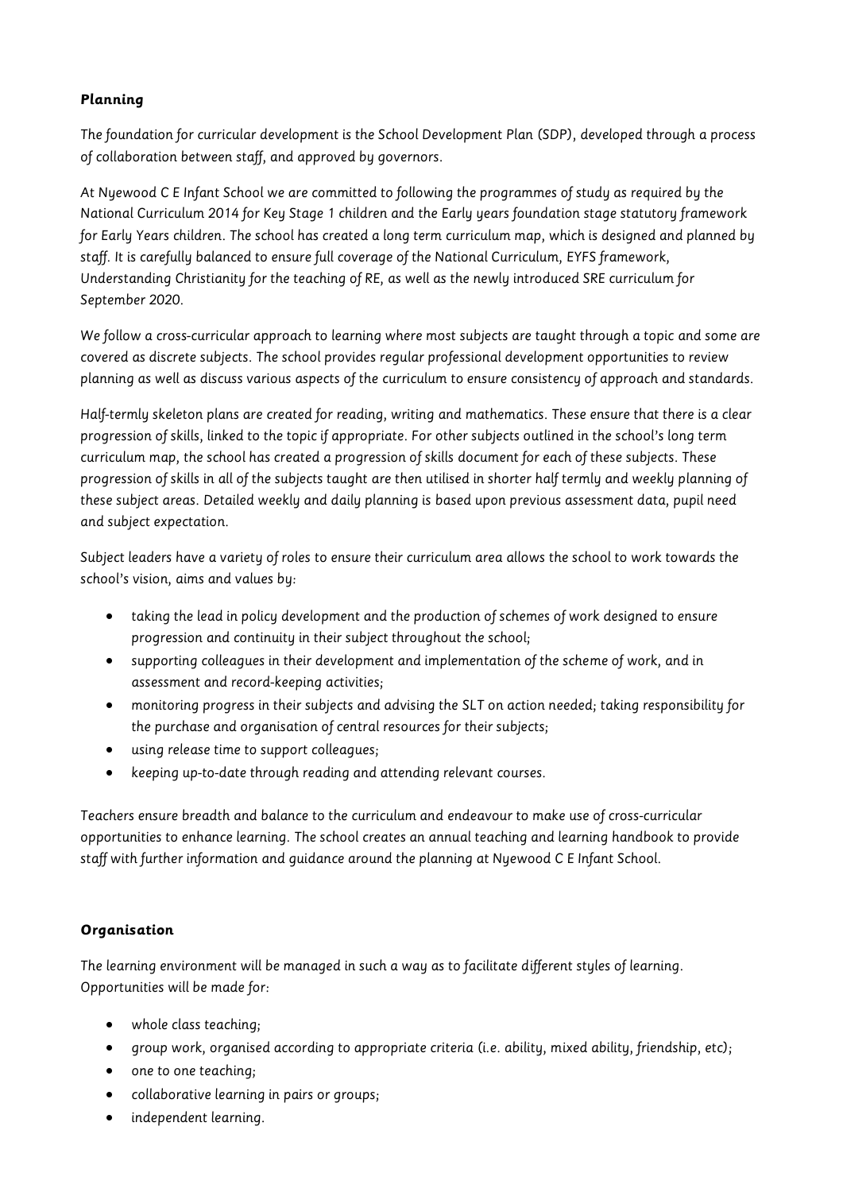### Planning

*The foundation for curricular development is the School Development Plan (SDP), developed through a process of collaboration between staff, and approved by governors.*

*At Nyewood C E Infant School we are committed to following the programmes of study as required by the National Curriculum 2014 for Key Stage 1 children and the Early years foundation stage statutory framework for Early Years children. The school has created a long term curriculum map, which is designed and planned by staff. It is carefully balanced to ensure full coverage of the National Curriculum, EYFS framework, Understanding Christianity for the teaching of RE, as well as the newly introduced SRE curriculum for September 2020.*

*We follow a cross-curricular approach to learning where most subjects are taught through a topic and some are covered as discrete subjects. The school provides regular professional development opportunities to review planning as well as discuss various aspects of the curriculum to ensure consistency of approach and standards.*

*Half-termly skeleton plans are created for reading, writing and mathematics. These ensure that there is a clear progression of skills, linked to the topic if appropriate. For other subjects outlined in the school's long term curriculum map, the school has created a progression of skills document for each of these subjects. These progression of skills in all of the subjects taught are then utilised in shorter half termly and weekly planning of these subject areas. Detailed weekly and daily planning is based upon previous assessment data, pupil need and subject expectation.*

*Subject leaders have a variety of roles to ensure their curriculum area allows the school to work towards the school's vision, aims and values by:*

- *taking the lead in policy development and the production of schemes of work designed to ensure progression and continuity in their subject throughout the school;*
- *supporting colleagues in their development and implementation of the scheme of work, and in assessment and record-keeping activities;*
- *monitoring progress in their subjects and advising the SLT on action needed; taking responsibility for the purchase and organisation of central resources for their subjects;*
- *using release time to support colleagues;*
- *keeping up-to-date through reading and attending relevant courses.*

*Teachers ensure breadth and balance to the curriculum and endeavour to make use of cross-curricular opportunities to enhance learning. The school creates an annual teaching and learning handbook to provide staff with further information and guidance around the planning at Nyewood C E Infant School.*

### Organisation

*The learning environment will be managed in such a way as to facilitate different styles of learning. Opportunities will be made for:*

- *whole class teaching;*
- *group work, organised according to appropriate criteria (i.e. ability, mixed ability, friendship, etc);*
- *one to one teaching;*
- *collaborative learning in pairs or groups;*
- *independent learning.*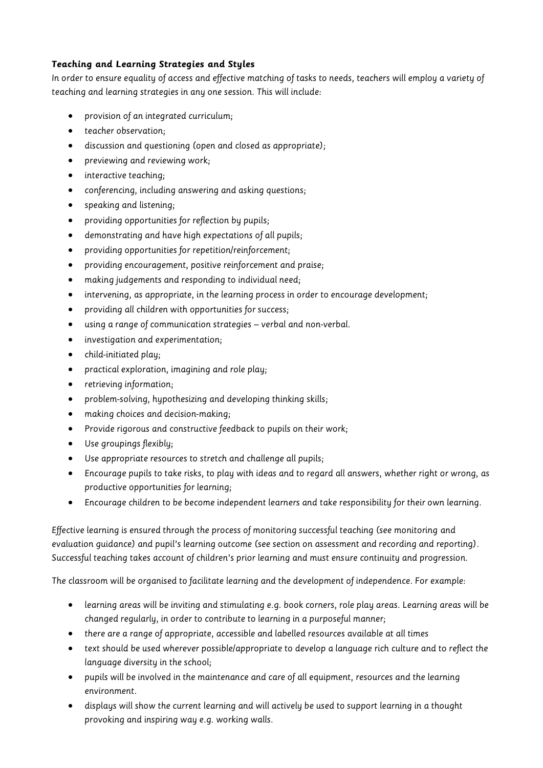***Teaching and Learning Strategies and Styles***

*In order to ensure equality of access and effective matching of tasks to needs, teachers will employ a variety of teaching and learning strategies in any one session. This will include:*

- *provision of an integrated curriculum;*
- *teacher observation;*
- *discussion and questioning (open and closed as appropriate);*
- *previewing and reviewing work;*
- *interactive teaching;*
- *conferencing, including answering and asking questions;*
- *speaking and listening;*
- *providing opportunities for reflection by pupils;*
- *demonstrating and have high expectations of all pupils;*
- *providing opportunities for repetition/reinforcement;*
- *providing encouragement, positive reinforcement and praise;*
- *making judgements and responding to individual need;*
- *intervening, as appropriate, in the learning process in order to encourage development;*
- *providing all children with opportunities for success;*
- *using a range of communication strategies – verbal and non-verbal.*
- *investigation and experimentation;*
- *child-initiated play;*
- *practical exploration, imagining and role play;*
- *retrieving information;*
- *problem-solving, hypothesizing and developing thinking skills;*
- *making choices and decision-making;*
- *Provide rigorous and constructive feedback to pupils on their work;*
- *Use groupings flexibly;*
- *Use appropriate resources to stretch and challenge all pupils;*
- *Encourage pupils to take risks, to play with ideas and to regard all answers, whether right or wrong, as productive opportunities for learning;*
- *Encourage children to be become independent learners and take responsibility for their own learning.*

*Effective learning is ensured through the process of monitoring successful teaching (see monitoring and evaluation guidance) and pupil's learning outcome (see section on assessment and recording and reporting). Successful teaching takes account of children's prior learning and must ensure continuity and progression.*

*The classroom will be organised to facilitate learning and the development of independence. For example:*

- *learning areas will be inviting and stimulating e.g. book corners, role play areas. Learning areas will be changed regularly, in order to contribute to learning in a purposeful manner;*
- *there are a range of appropriate, accessible and labelled resources available at all times*
- *text should be used wherever possible/appropriate to develop a language rich culture and to reflect the language diversity in the school;*
- *pupils will be involved in the maintenance and care of all equipment, resources and the learning environment.*
- *displays will show the current learning and will actively be used to support learning in a thought provoking and inspiring way e.g. working walls.*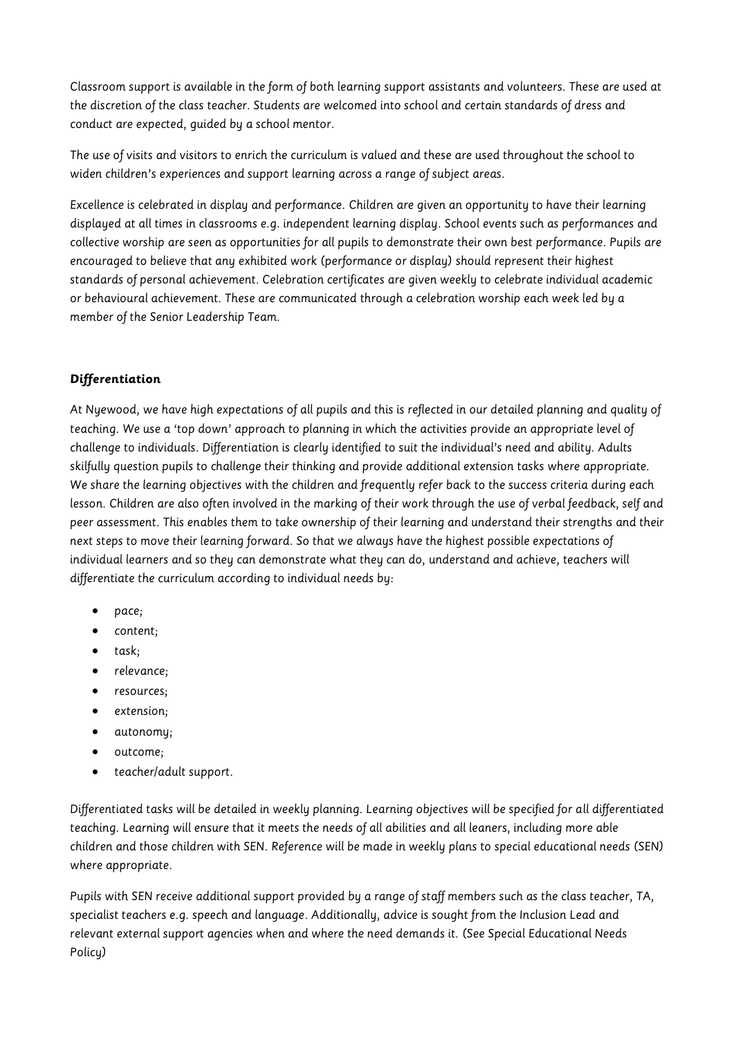Classroom support is available in the form of both learning support assistants and volunteers. These are used at the discretion of the class teacher. Students are welcomed into school and certain standards of dress and conduct are expected, guided by a school mentor.

The use of visits and visitors to enrich the curriculum is valued and these are used throughout the school to widen children's experiences and support learning across a range of subject areas.

Excellence is celebrated in display and performance. Children are given an opportunity to have their learning displayed at all times in classrooms e.g. independent learning display. School events such as performances and collective worship are seen as opportunities for all pupils to demonstrate their own best performance. Pupils are encouraged to believe that any exhibited work (performance or display) should represent their highest standards of personal achievement. Celebration certificates are given weekly to celebrate individual academic or behavioural achievement. These are communicated through a celebration worship each week led by a member of the Senior Leadership Team.

### ***Differentiation***

At Nyewood, we have high expectations of all pupils and this is reflected in our detailed planning and quality of teaching. We use a 'top down' approach to planning in which the activities provide an appropriate level of challenge to individuals. Differentiation is clearly identified to suit the individual's need and ability. Adults skilfully question pupils to challenge their thinking and provide additional extension tasks where appropriate. We share the learning objectives with the children and frequently refer back to the success criteria during each lesson. Children are also often involved in the marking of their work through the use of verbal feedback, self and peer assessment. This enables them to take ownership of their learning and understand their strengths and their next steps to move their learning forward. So that we always have the highest possible expectations of individual learners and so they can demonstrate what they can do, understand and achieve, teachers will differentiate the curriculum according to individual needs by:

- pace;
- content;
- task;
- relevance;
- resources;
- extension;
- autonomy;
- outcome;
- teacher/adult support.

Differentiated tasks will be detailed in weekly planning. Learning objectives will be specified for all differentiated teaching. Learning will ensure that it meets the needs of all abilities and all leaners, including more able children and those children with SEN. Reference will be made in weekly plans to special educational needs (SEN) where appropriate.

Pupils with SEN receive additional support provided by a range of staff members such as the class teacher, TA, specialist teachers e.g. speech and language. Additionally, advice is sought from the Inclusion Lead and relevant external support agencies when and where the need demands it. (See Special Educational Needs Policy)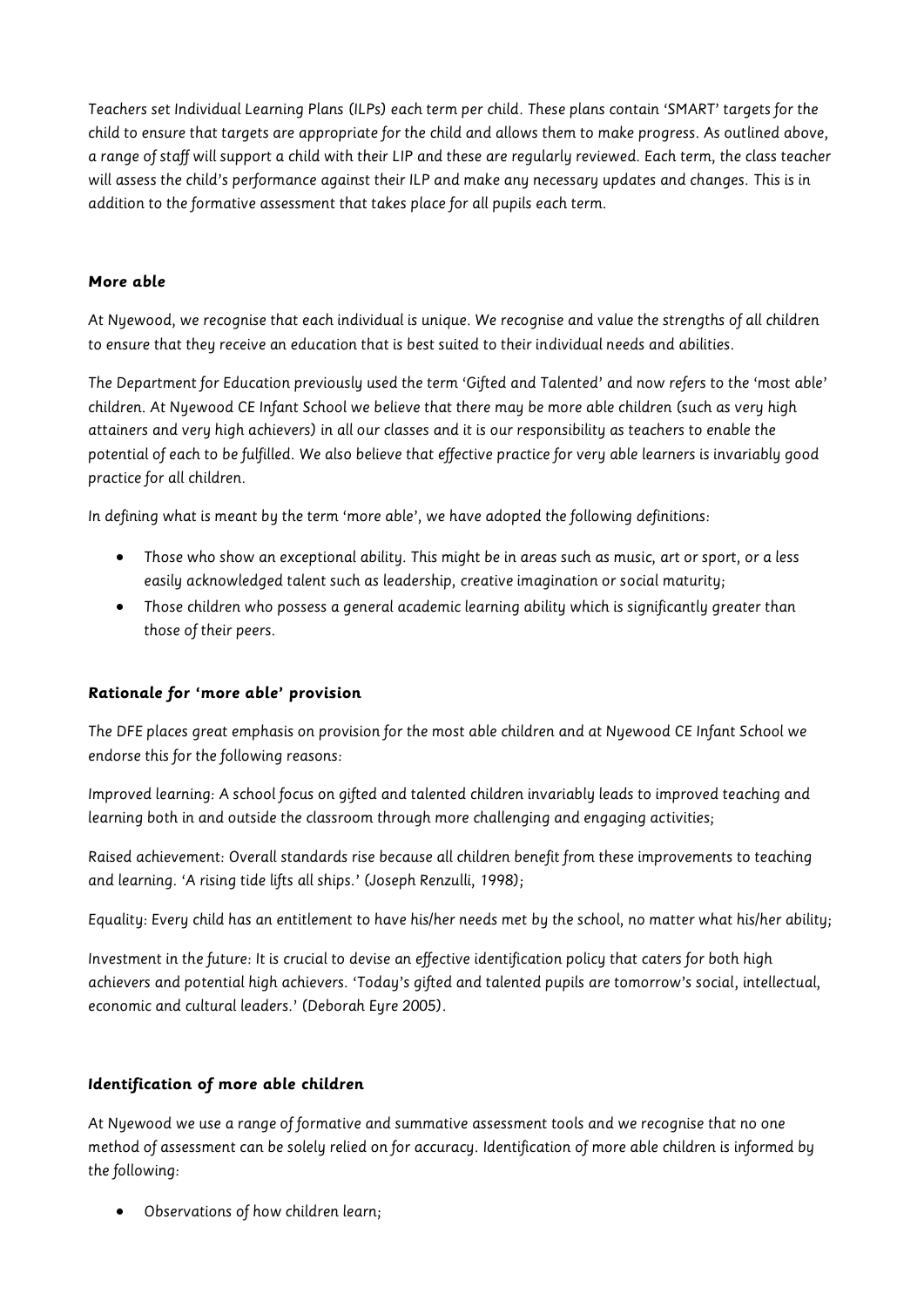Teachers set Individual Learning Plans (ILPs) each term per child. These plans contain 'SMART' targets for the child to ensure that targets are appropriate for the child and allows them to make progress. As outlined above, a range of staff will support a child with their LIP and these are regularly reviewed. Each term, the class teacher will assess the child's performance against their ILP and make any necessary updates and changes. This is in addition to the formative assessment that takes place for all pupils each term.

### More able

At Nyewood, we recognise that each individual is unique. We recognise and value the strengths of all children to ensure that they receive an education that is best suited to their individual needs and abilities.

The Department for Education previously used the term 'Gifted and Talented' and now refers to the 'most able' children. At Nyewood CE Infant School we believe that there may be more able children (such as very high attainers and very high achievers) in all our classes and it is our responsibility as teachers to enable the potential of each to be fulfilled. We also believe that effective practice for very able learners is invariably good practice for all children.

In defining what is meant by the term 'more able', we have adopted the following definitions:

- Those who show an exceptional ability. This might be in areas such as music, art or sport, or a less easily acknowledged talent such as leadership, creative imagination or social maturity;
- Those children who possess a general academic learning ability which is significantly greater than those of their peers.

### Rationale for 'more able' provision

The DFE places great emphasis on provision for the most able children and at Nyewood CE Infant School we endorse this for the following reasons:

Improved learning: A school focus on gifted and talented children invariably leads to improved teaching and learning both in and outside the classroom through more challenging and engaging activities;

Raised achievement: Overall standards rise because all children benefit from these improvements to teaching and learning. 'A rising tide lifts all ships.' (Joseph Renzulli, 1998);

Equality: Every child has an entitlement to have his/her needs met by the school, no matter what his/her ability;

Investment in the future: It is crucial to devise an effective identification policy that caters for both high achievers and potential high achievers. 'Today's gifted and talented pupils are tomorrow's social, intellectual, economic and cultural leaders.' (Deborah Eyre 2005).

### Identification of more able children

At Nyewood we use a range of formative and summative assessment tools and we recognise that no one method of assessment can be solely relied on for accuracy. Identification of more able children is informed by the following:

- Observations of how children learn;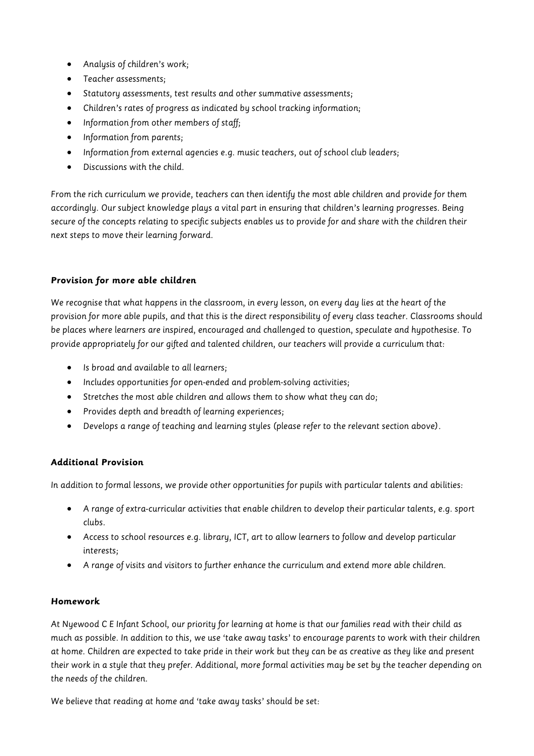- Analysis of children's work;
- Teacher assessments;
- Statutory assessments, test results and other summative assessments;
- Children's rates of progress as indicated by school tracking information;
- Information from other members of staff;
- Information from parents;
- Information from external agencies e.g. music teachers, out of school club leaders;
- Discussions with the child.

From the rich curriculum we provide, teachers can then identify the most able children and provide for them accordingly. Our subject knowledge plays a vital part in ensuring that children's learning progresses. Being secure of the concepts relating to specific subjects enables us to provide for and share with the children their next steps to move their learning forward.

### Provision for more able children

We recognise that what happens in the classroom, in every lesson, on every day lies at the heart of the provision for more able pupils, and that this is the direct responsibility of every class teacher. Classrooms should be places where learners are inspired, encouraged and challenged to question, speculate and hypothesise. To provide appropriately for our gifted and talented children, our teachers will provide a curriculum that:

- Is broad and available to all learners;
- Includes opportunities for open-ended and problem-solving activities;
- Stretches the most able children and allows them to show what they can do;
- Provides depth and breadth of learning experiences;
- Develops a range of teaching and learning styles (please refer to the relevant section above).

### Additional Provision

In addition to formal lessons, we provide other opportunities for pupils with particular talents and abilities:

- A range of extra-curricular activities that enable children to develop their particular talents, e.g. sport clubs.
- Access to school resources e.g. library, ICT, art to allow learners to follow and develop particular interests;
- A range of visits and visitors to further enhance the curriculum and extend more able children.

### Homework

At Nyewood C E Infant School, our priority for learning at home is that our families read with their child as much as possible. In addition to this, we use 'take away tasks' to encourage parents to work with their children at home. Children are expected to take pride in their work but they can be as creative as they like and present their work in a style that they prefer. Additional, more formal activities may be set by the teacher depending on the needs of the children.

We believe that reading at home and 'take away tasks' should be set: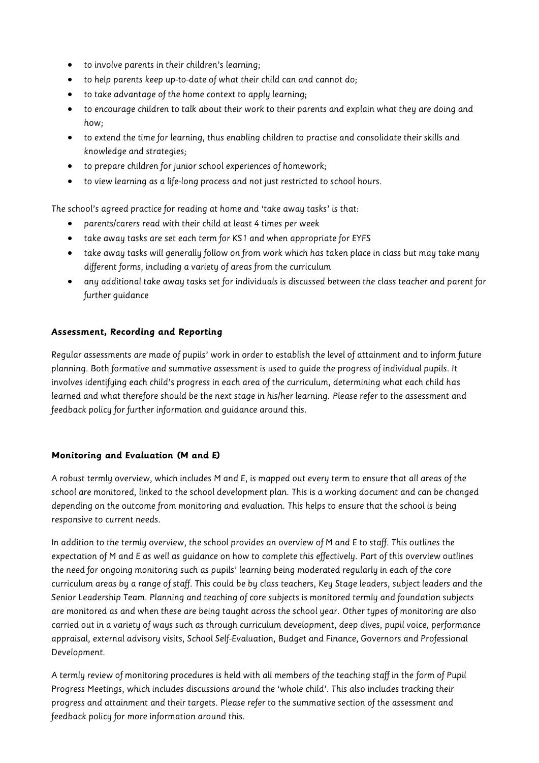- to involve parents in their children's learning;
- to help parents keep up-to-date of what their child can and cannot do;
- to take advantage of the home context to apply learning;
- to encourage children to talk about their work to their parents and explain what they are doing and how;
- to extend the time for learning, thus enabling children to practise and consolidate their skills and knowledge and strategies;
- to prepare children for junior school experiences of homework;
- to view learning as a life-long process and not just restricted to school hours.

The school's agreed practice for reading at home and 'take away tasks' is that:

- parents/carers read with their child at least 4 times per week
- take away tasks are set each term for KS1 and when appropriate for EYFS
- take away tasks will generally follow on from work which has taken place in class but may take many different forms, including a variety of areas from the curriculum
- any additional take away tasks set for individuals is discussed between the class teacher and parent for further guidance

### Assessment, Recording and Reporting

Regular assessments are made of pupils' work in order to establish the level of attainment and to inform future planning. Both formative and summative assessment is used to guide the progress of individual pupils. It involves identifying each child's progress in each area of the curriculum, determining what each child has learned and what therefore should be the next stage in his/her learning. Please refer to the assessment and feedback policy for further information and guidance around this.

### Monitoring and Evaluation (M and E)

A robust termly overview, which includes M and E, is mapped out every term to ensure that all areas of the school are monitored, linked to the school development plan. This is a working document and can be changed depending on the outcome from monitoring and evaluation. This helps to ensure that the school is being responsive to current needs.

In addition to the termly overview, the school provides an overview of M and E to staff. This outlines the expectation of M and E as well as guidance on how to complete this effectively. Part of this overview outlines the need for ongoing monitoring such as pupils' learning being moderated regularly in each of the core curriculum areas by a range of staff. This could be by class teachers, Key Stage leaders, subject leaders and the Senior Leadership Team. Planning and teaching of core subjects is monitored termly and foundation subjects are monitored as and when these are being taught across the school year. Other types of monitoring are also carried out in a variety of ways such as through curriculum development, deep dives, pupil voice, performance appraisal, external advisory visits, School Self-Evaluation, Budget and Finance, Governors and Professional Development.

A termly review of monitoring procedures is held with all members of the teaching staff in the form of Pupil Progress Meetings, which includes discussions around the 'whole child'. This also includes tracking their progress and attainment and their targets. Please refer to the summative section of the assessment and feedback policy for more information around this.